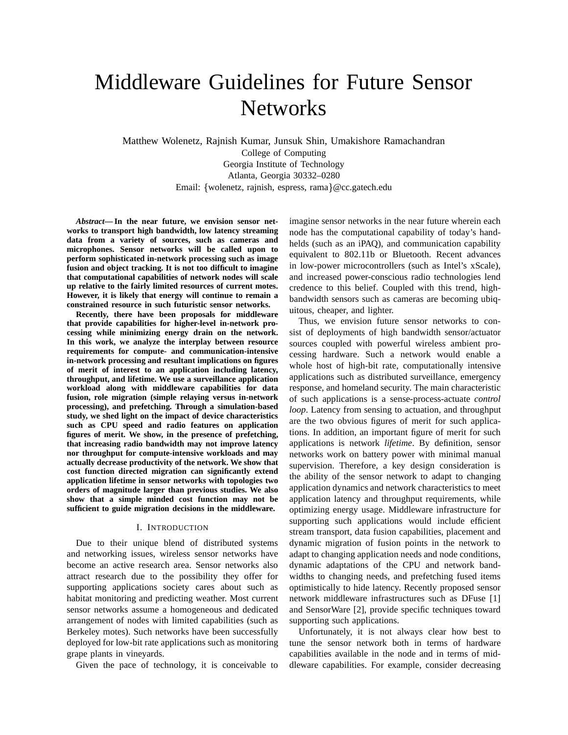# Middleware Guidelines for Future Sensor Networks

Matthew Wolenetz, Rajnish Kumar, Junsuk Shin, Umakishore Ramachandran
College of Computing
Georgia Institute of Technology
Atlanta, Georgia 30332–0280
Email: {wolenetz, rajnish, espress, rama}@cc.gatech.edu

***Abstract*— In the near future, we envision sensor networks to transport high bandwidth, low latency streaming data from a variety of sources, such as cameras and microphones. Sensor networks will be called upon to perform sophisticated in-network processing such as image fusion and object tracking. It is not too difficult to imagine that computational capabilities of network nodes will scale up relative to the fairly limited resources of current motes. However, it is likely that energy will continue to remain a constrained resource in such futuristic sensor networks.**

**Recently, there have been proposals for middleware that provide capabilities for higher-level in-network processing while minimizing energy drain on the network. In this work, we analyze the interplay between resource requirements for compute- and communication-intensive in-network processing and resultant implications on figures of merit of interest to an application including latency, throughput, and lifetime. We use a surveillance application workload along with middleware capabilities for data fusion, role migration (simple relaying versus in-network processing), and prefetching. Through a simulation-based study, we shed light on the impact of device characteristics such as CPU speed and radio features on application figures of merit. We show, in the presence of prefetching, that increasing radio bandwidth may not improve latency nor throughput for compute-intensive workloads and may actually decrease productivity of the network. We show that cost function directed migration can significantly extend application lifetime in sensor networks with topologies two orders of magnitude larger than previous studies. We also show that a simple minded cost function may not be sufficient to guide migration decisions in the middleware.**

## I. Introduction

Due to their unique blend of distributed systems and networking issues, wireless sensor networks have become an active research area. Sensor networks also attract research due to the possibility they offer for supporting applications society cares about such as habitat monitoring and predicting weather. Most current sensor networks assume a homogeneous and dedicated arrangement of nodes with limited capabilities (such as Berkeley motes). Such networks have been successfully deployed for low-bit rate applications such as monitoring grape plants in vineyards.

Given the pace of technology, it is conceivable to imagine sensor networks in the near future wherein each node has the computational capability of today's handhelds (such as an iPAQ), and communication capability equivalent to 802.11b or Bluetooth. Recent advances in low-power microcontrollers (such as Intel's xScale), and increased power-conscious radio technologies lend credence to this belief. Coupled with this trend, high-bandwidth sensors such as cameras are becoming ubiquitous, cheaper, and lighter.

Thus, we envision future sensor networks to consist of deployments of high bandwidth sensor/actuator sources coupled with powerful wireless ambient processing hardware. Such a network would enable a whole host of high-bit rate, computationally intensive applications such as distributed surveillance, emergency response, and homeland security. The main characteristic of such applications is a sense-process-actuate *control loop*. Latency from sensing to actuation, and throughput are the two obvious figures of merit for such applications. In addition, an important figure of merit for such applications is network *lifetime*. By definition, sensor networks work on battery power with minimal manual supervision. Therefore, a key design consideration is the ability of the sensor network to adapt to changing application dynamics and network characteristics to meet application latency and throughput requirements, while optimizing energy usage. Middleware infrastructure for supporting such applications would include efficient stream transport, data fusion capabilities, placement and dynamic migration of fusion points in the network to adapt to changing application needs and node conditions, dynamic adaptations of the CPU and network bandwidths to changing needs, and prefetching fused items optimistically to hide latency. Recently proposed sensor network middleware infrastructures such as DFuse [1] and SensorWare [2], provide specific techniques toward supporting such applications.

Unfortunately, it is not always clear how best to tune the sensor network both in terms of hardware capabilities available in the node and in terms of middleware capabilities. For example, consider decreasing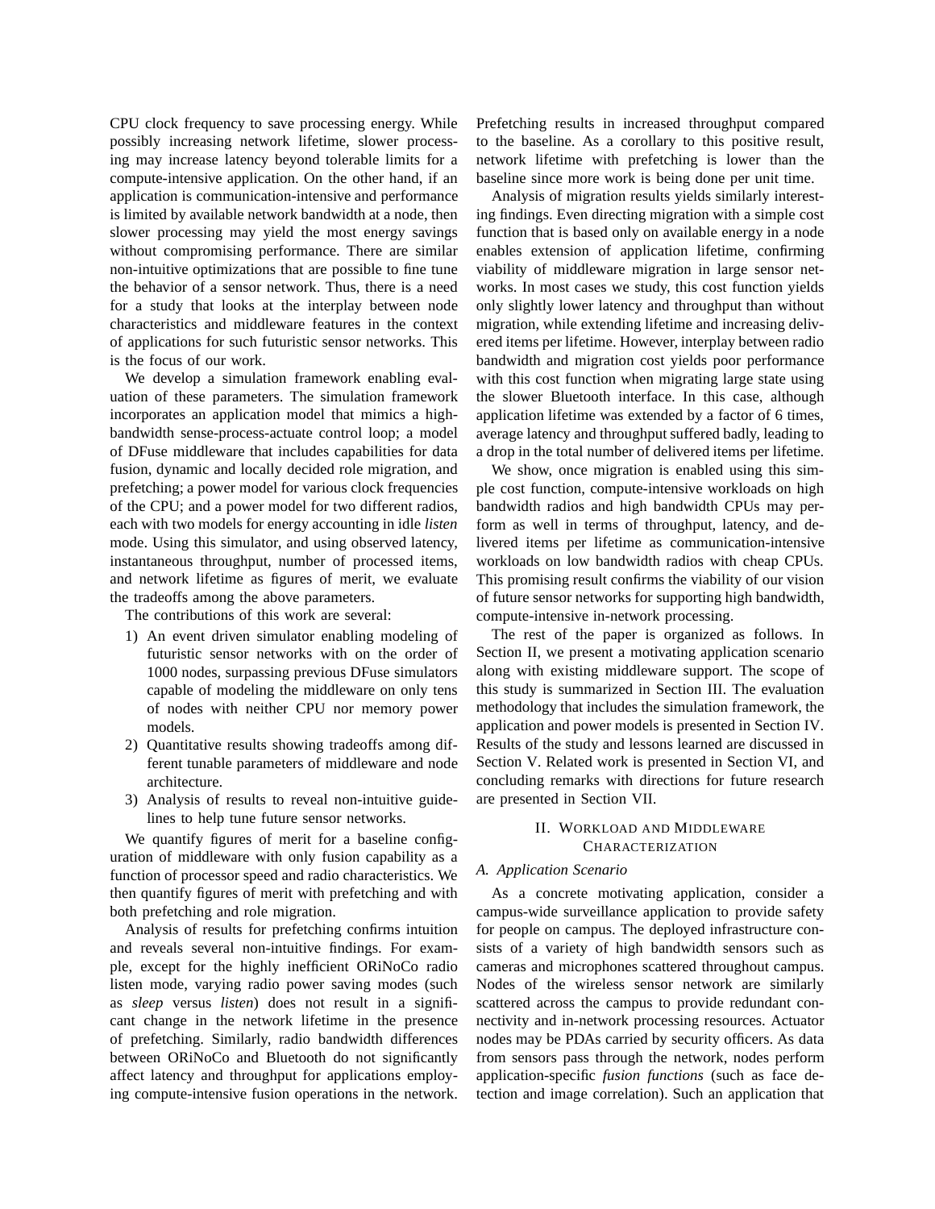CPU clock frequency to save processing energy. While possibly increasing network lifetime, slower processing may increase latency beyond tolerable limits for a compute-intensive application. On the other hand, if an application is communication-intensive and performance is limited by available network bandwidth at a node, then slower processing may yield the most energy savings without compromising performance. There are similar non-intuitive optimizations that are possible to fine tune the behavior of a sensor network. Thus, there is a need for a study that looks at the interplay between node characteristics and middleware features in the context of applications for such futuristic sensor networks. This is the focus of our work.

We develop a simulation framework enabling evaluation of these parameters. The simulation framework incorporates an application model that mimics a high-bandwidth sense-process-actuate control loop; a model of DFuse middleware that includes capabilities for data fusion, dynamic and locally decided role migration, and prefetching; a power model for various clock frequencies of the CPU; and a power model for two different radios, each with two models for energy accounting in idle *listen* mode. Using this simulator, and using observed latency, instantaneous throughput, number of processed items, and network lifetime as figures of merit, we evaluate the tradeoffs among the above parameters.

The contributions of this work are several:

1) An event driven simulator enabling modeling of futuristic sensor networks with on the order of 1000 nodes, surpassing previous DFuse simulators capable of modeling the middleware on only tens of nodes with neither CPU nor memory power models.
2) Quantitative results showing tradeoffs among different tunable parameters of middleware and node architecture.
3) Analysis of results to reveal non-intuitive guidelines to help tune future sensor networks.

We quantify figures of merit for a baseline configuration of middleware with only fusion capability as a function of processor speed and radio characteristics. We then quantify figures of merit with prefetching and with both prefetching and role migration.

Analysis of results for prefetching confirms intuition and reveals several non-intuitive findings. For example, except for the highly inefficient ORiNoCo radio listen mode, varying radio power saving modes (such as *sleep* versus *listen*) does not result in a significant change in the network lifetime in the presence of prefetching. Similarly, radio bandwidth differences between ORiNoCo and Bluetooth do not significantly affect latency and throughput for applications employing compute-intensive fusion operations in the network. Prefetching results in increased throughput compared to the baseline. As a corollary to this positive result, network lifetime with prefetching is lower than the baseline since more work is being done per unit time.

Analysis of migration results yields similarly interesting findings. Even directing migration with a simple cost function that is based only on available energy in a node enables extension of application lifetime, confirming viability of middleware migration in large sensor networks. In most cases we study, this cost function yields only slightly lower latency and throughput than without migration, while extending lifetime and increasing delivered items per lifetime. However, interplay between radio bandwidth and migration cost yields poor performance with this cost function when migrating large state using the slower Bluetooth interface. In this case, although application lifetime was extended by a factor of 6 times, average latency and throughput suffered badly, leading to a drop in the total number of delivered items per lifetime.

We show, once migration is enabled using this simple cost function, compute-intensive workloads on high bandwidth radios and high bandwidth CPUs may perform as well in terms of throughput, latency, and delivered items per lifetime as communication-intensive workloads on low bandwidth radios with cheap CPUs. This promising result confirms the viability of our vision of future sensor networks for supporting high bandwidth, compute-intensive in-network processing.

The rest of the paper is organized as follows. In Section II, we present a motivating application scenario along with existing middleware support. The scope of this study is summarized in Section III. The evaluation methodology that includes the simulation framework, the application and power models is presented in Section IV. Results of the study and lessons learned are discussed in Section V. Related work is presented in Section VI, and concluding remarks with directions for future research are presented in Section VII.

## II. Workload and Middleware Characterization

### A. Application Scenario

As a concrete motivating application, consider a campus-wide surveillance application to provide safety for people on campus. The deployed infrastructure consists of a variety of high bandwidth sensors such as cameras and microphones scattered throughout campus. Nodes of the wireless sensor network are similarly scattered across the campus to provide redundant connectivity and in-network processing resources. Actuator nodes may be PDAs carried by security officers. As data from sensors pass through the network, nodes perform application-specific *fusion functions* (such as face detection and image correlation). Such an application that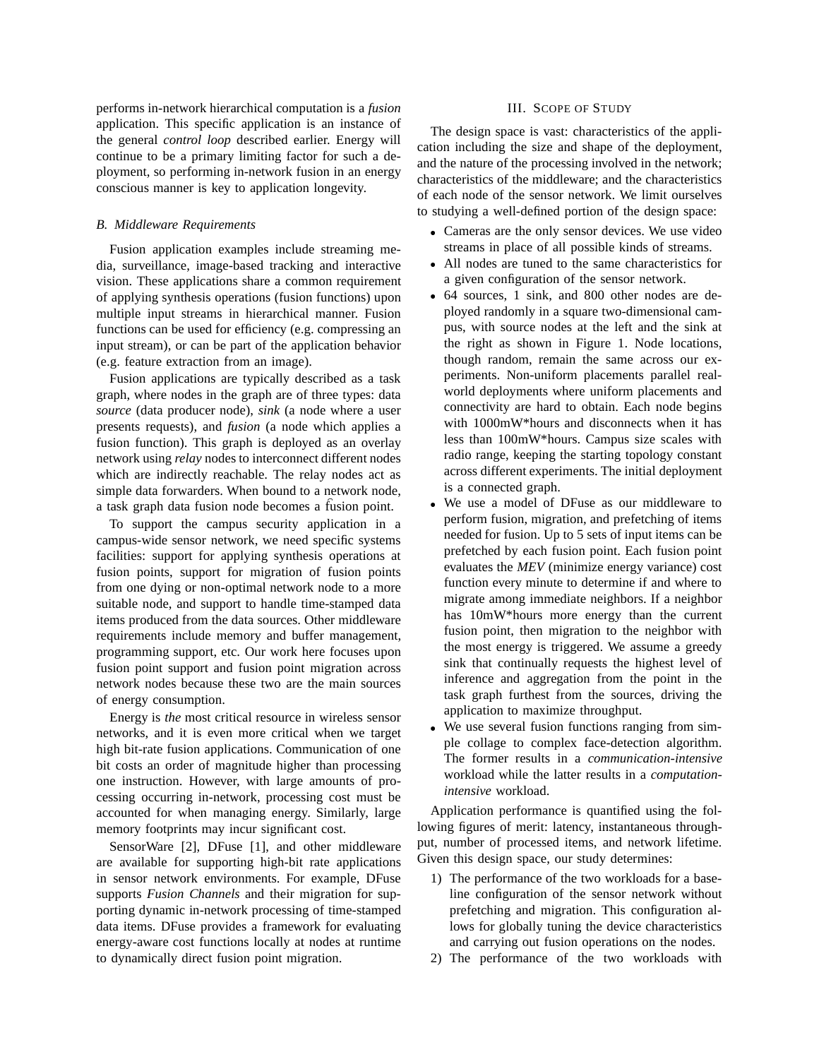performs in-network hierarchical computation is a *fusion* application. This specific application is an instance of the general *control loop* described earlier. Energy will continue to be a primary limiting factor for such a deployment, so performing in-network fusion in an energy conscious manner is key to application longevity.

### B. Middleware Requirements

Fusion application examples include streaming media, surveillance, image-based tracking and interactive vision. These applications share a common requirement of applying synthesis operations (fusion functions) upon multiple input streams in hierarchical manner. Fusion functions can be used for efficiency (e.g. compressing an input stream), or can be part of the application behavior (e.g. feature extraction from an image).

Fusion applications are typically described as a task graph, where nodes in the graph are of three types: data *source* (data producer node), *sink* (a node where a user presents requests), and *fusion* (a node which applies a fusion function). This graph is deployed as an overlay network using *relay* nodes to interconnect different nodes which are indirectly reachable. The relay nodes act as simple data forwarders. When bound to a network node, a task graph data fusion node becomes a fusion point.

To support the campus security application in a campus-wide sensor network, we need specific systems facilities: support for applying synthesis operations at fusion points, support for migration of fusion points from one dying or non-optimal network node to a more suitable node, and support to handle time-stamped data items produced from the data sources. Other middleware requirements include memory and buffer management, programming support, etc. Our work here focuses upon fusion point support and fusion point migration across network nodes because these two are the main sources of energy consumption.

Energy is *the* most critical resource in wireless sensor networks, and it is even more critical when we target high bit-rate fusion applications. Communication of one bit costs an order of magnitude higher than processing one instruction. However, with large amounts of processing occurring in-network, processing cost must be accounted for when managing energy. Similarly, large memory footprints may incur significant cost.

SensorWare [2], DFuse [1], and other middleware are available for supporting high-bit rate applications in sensor network environments. For example, DFuse supports *Fusion Channels* and their migration for supporting dynamic in-network processing of time-stamped data items. DFuse provides a framework for evaluating energy-aware cost functions locally at nodes at runtime to dynamically direct fusion point migration.

## III. Scope of Study

The design space is vast: characteristics of the application including the size and shape of the deployment, and the nature of the processing involved in the network; characteristics of the middleware; and the characteristics of each node of the sensor network. We limit ourselves to studying a well-defined portion of the design space:

- Cameras are the only sensor devices. We use video streams in place of all possible kinds of streams.
- All nodes are tuned to the same characteristics for a given configuration of the sensor network.
- 64 sources, 1 sink, and 800 other nodes are deployed randomly in a square two-dimensional campus, with source nodes at the left and the sink at the right as shown in Figure 1. Node locations, though random, remain the same across our experiments. Non-uniform placements parallel real-world deployments where uniform placements and connectivity are hard to obtain. Each node begins with 1000mW*hours and disconnects when it has less than 100mW*hours. Campus size scales with radio range, keeping the starting topology constant across different experiments. The initial deployment is a connected graph.
- We use a model of DFuse as our middleware to perform fusion, migration, and prefetching of items needed for fusion. Up to 5 sets of input items can be prefetched by each fusion point. Each fusion point evaluates the *MEV* (minimize energy variance) cost function every minute to determine if and where to migrate among immediate neighbors. If a neighbor has 10mW*hours more energy than the current fusion point, then migration to the neighbor with the most energy is triggered. We assume a greedy sink that continually requests the highest level of inference and aggregation from the point in the task graph furthest from the sources, driving the application to maximize throughput.
- We use several fusion functions ranging from simple collage to complex face-detection algorithm. The former results in a *communication-intensive* workload while the latter results in a *computation-intensive* workload.

Application performance is quantified using the following figures of merit: latency, instantaneous throughput, number of processed items, and network lifetime. Given this design space, our study determines:

1) The performance of the two workloads for a baseline configuration of the sensor network without prefetching and migration. This configuration allows for globally tuning the device characteristics and carrying out fusion operations on the nodes.
2) The performance of the two workloads with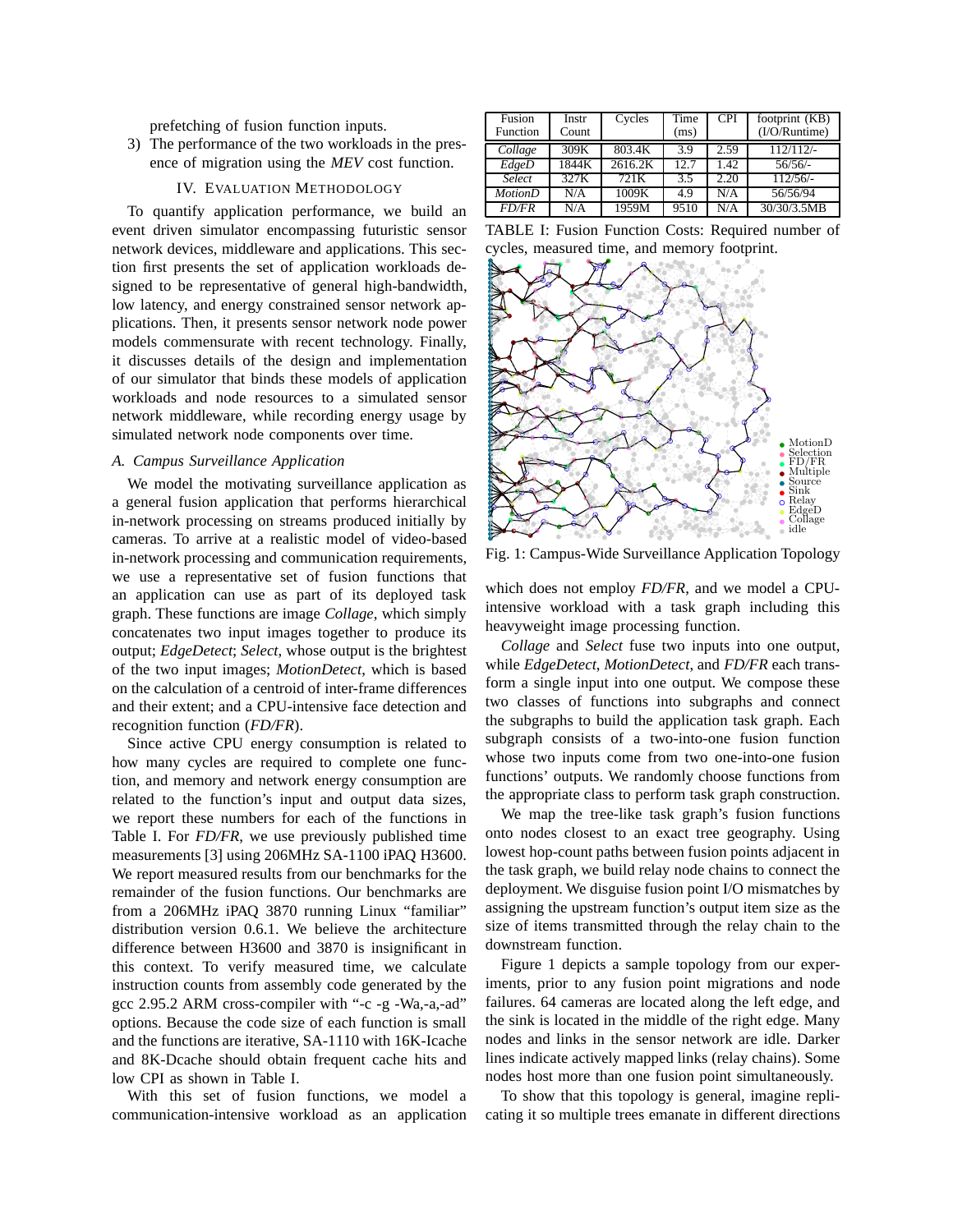prefetching of fusion function inputs.

3) The performance of the two workloads in the presence of migration using the *MEV* cost function.

## IV. Evaluation Methodology

To quantify application performance, we build an event driven simulator encompassing futuristic sensor network devices, middleware and applications. This section first presents the set of application workloads designed to be representative of general high-bandwidth, low latency, and energy constrained sensor network applications. Then, it presents sensor network node power models commensurate with recent technology. Finally, it discusses details of the design and implementation of our simulator that binds these models of application workloads and node resources to a simulated sensor network middleware, while recording energy usage by simulated network node components over time.

### A. Campus Surveillance Application

We model the motivating surveillance application as a general fusion application that performs hierarchical in-network processing on streams produced initially by cameras. To arrive at a realistic model of video-based in-network processing and communication requirements, we use a representative set of fusion functions that an application can use as part of its deployed task graph. These functions are image *Collage*, which simply concatenates two input images together to produce its output; *EdgeDetect*; *Select*, whose output is the brightest of the two input images; *MotionDetect*, which is based on the calculation of a centroid of inter-frame differences and their extent; and a CPU-intensive face detection and recognition function (*FD/FR*).

Since active CPU energy consumption is related to how many cycles are required to complete one function, and memory and network energy consumption are related to the function's input and output data sizes, we report these numbers for each of the functions in Table I. For *FD/FR*, we use previously published time measurements [3] using 206MHz SA-1100 iPAQ H3600. We report measured results from our benchmarks for the remainder of the fusion functions. Our benchmarks are from a 206MHz iPAQ 3870 running Linux "familiar" distribution version 0.6.1. We believe the architecture difference between H3600 and 3870 is insignificant in this context. To verify measured time, we calculate instruction counts from assembly code generated by the gcc 2.95.2 ARM cross-compiler with "-c -g -Wa,-a,-ad" options. Because the code size of each function is small and the functions are iterative, SA-1110 with 16K-Icache and 8K-Dcache should obtain frequent cache hits and low CPI as shown in Table I.

With this set of fusion functions, we model a communication-intensive workload as an application which does not employ *FD/FR*, and we model a CPU-intensive workload with a task graph including this heavyweight image processing function.

| Fusion Function | Instr Count | Cycles | Time (ms) | CPI | footprint (KB) (I/O/Runtime) |
|---|---|---|---|---|---|
| *Collage* | 309K | 803.4K | 3.9 | 2.59 | 112/112/- |
| *EdgeD* | 1844K | 2616.2K | 12.7 | 1.42 | 56/56/- |
| *Select* | 327K | 721K | 3.5 | 2.20 | 112/56/- |
| *MotionD* | N/A | 1009K | 4.9 | N/A | 56/56/94 |
| *FD/FR* | N/A | 1959M | 9510 | N/A | 30/30/3.5MB |

TABLE I: Fusion Function Costs: Required number of cycles, measured time, and memory footprint.

Fig. 1: Campus-Wide Surveillance Application Topology

*Collage* and *Select* fuse two inputs into one output, while *EdgeDetect*, *MotionDetect*, and *FD/FR* each transform a single input into one output. We compose these two classes of functions into subgraphs and connect the subgraphs to build the application task graph. Each subgraph consists of a two-into-one fusion function whose two inputs come from two one-into-one fusion functions' outputs. We randomly choose functions from the appropriate class to perform task graph construction.

We map the tree-like task graph's fusion functions onto nodes closest to an exact tree geography. Using lowest hop-count paths between fusion points adjacent in the task graph, we build relay node chains to connect the deployment. We disguise fusion point I/O mismatches by assigning the upstream function's output item size as the size of items transmitted through the relay chain to the downstream function.

Figure 1 depicts a sample topology from our experiments, prior to any fusion point migrations and node failures. 64 cameras are located along the left edge, and the sink is located in the middle of the right edge. Many nodes and links in the sensor network are idle. Darker lines indicate actively mapped links (relay chains). Some nodes host more than one fusion point simultaneously.

To show that this topology is general, imagine replicating it so multiple trees emanate in different directions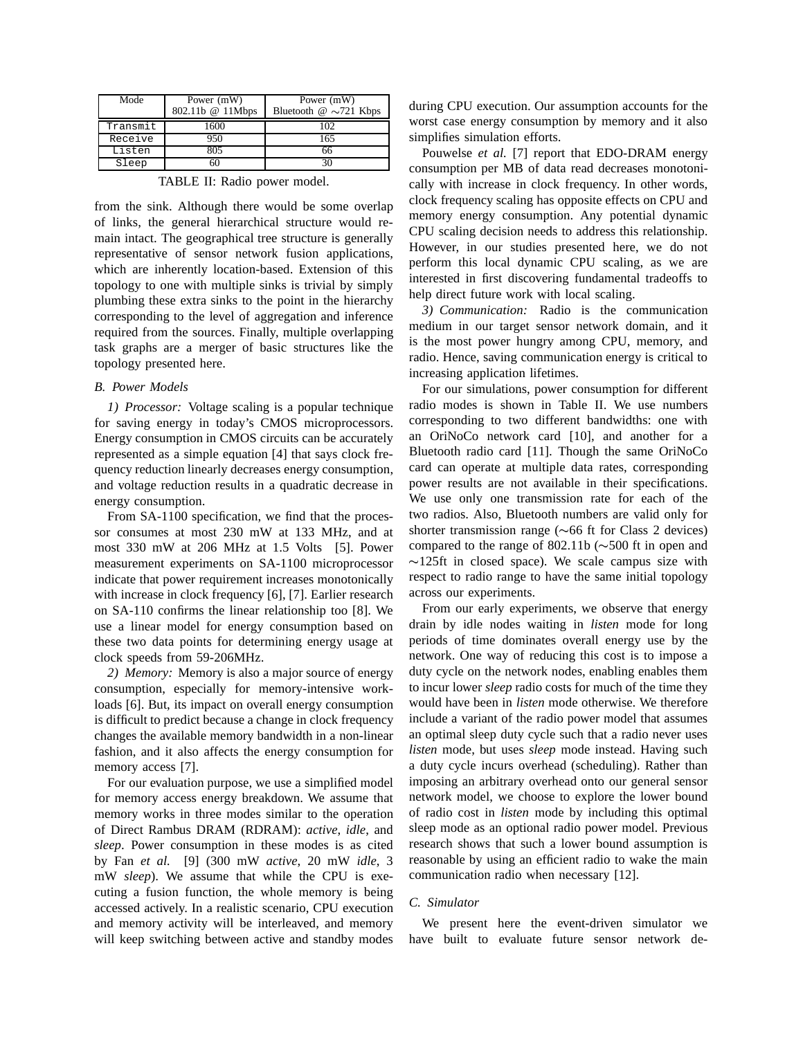| Mode | Power (mW) 802.11b @ 11Mbps | Power (mW) Bluetooth @ ∼721 Kbps |
|---|---|---|
| Transmit | 1600 | 102 |
| Receive | 950 | 165 |
| Listen | 805 | 66 |
| Sleep | 60 | 30 |

TABLE II: Radio power model.

from the sink. Although there would be some overlap of links, the general hierarchical structure would remain intact. The geographical tree structure is generally representative of sensor network fusion applications, which are inherently location-based. Extension of this topology to one with multiple sinks is trivial by simply plumbing these extra sinks to the point in the hierarchy corresponding to the level of aggregation and inference required from the sources. Finally, multiple overlapping task graphs are a merger of basic structures like the topology presented here.

### B. Power Models

*1) Processor:* Voltage scaling is a popular technique for saving energy in today's CMOS microprocessors. Energy consumption in CMOS circuits can be accurately represented as a simple equation [4] that says clock frequency reduction linearly decreases energy consumption, and voltage reduction results in a quadratic decrease in energy consumption.

From SA-1100 specification, we find that the processor consumes at most 230 mW at 133 MHz, and at most 330 mW at 206 MHz at 1.5 Volts [5]. Power measurement experiments on SA-1100 microprocessor indicate that power requirement increases monotonically with increase in clock frequency [6], [7]. Earlier research on SA-110 confirms the linear relationship too [8]. We use a linear model for energy consumption based on these two data points for determining energy usage at clock speeds from 59-206MHz.

*2) Memory:* Memory is also a major source of energy consumption, especially for memory-intensive workloads [6]. But, its impact on overall energy consumption is difficult to predict because a change in clock frequency changes the available memory bandwidth in a non-linear fashion, and it also affects the energy consumption for memory access [7].

For our evaluation purpose, we use a simplified model for memory access energy breakdown. We assume that memory works in three modes similar to the operation of Direct Rambus DRAM (RDRAM): *active*, *idle*, and *sleep*. Power consumption in these modes is as cited by Fan *et al.* [9] (300 mW *active*, 20 mW *idle*, 3 mW *sleep*). We assume that while the CPU is executing a fusion function, the whole memory is being accessed actively. In a realistic scenario, CPU execution and memory activity will be interleaved, and memory will keep switching between active and standby modes during CPU execution. Our assumption accounts for the worst case energy consumption by memory and it also simplifies simulation efforts.

Pouwelse *et al.* [7] report that EDO-DRAM energy consumption per MB of data read decreases monotonically with increase in clock frequency. In other words, clock frequency scaling has opposite effects on CPU and memory energy consumption. Any potential dynamic CPU scaling decision needs to address this relationship. However, in our studies presented here, we do not perform this local dynamic CPU scaling, as we are interested in first discovering fundamental tradeoffs to help direct future work with local scaling.

*3) Communication:* Radio is the communication medium in our target sensor network domain, and it is the most power hungry among CPU, memory, and radio. Hence, saving communication energy is critical to increasing application lifetimes.

For our simulations, power consumption for different radio modes is shown in Table II. We use numbers corresponding to two different bandwidths: one with an OriNoCo network card [10], and another for a Bluetooth radio card [11]. Though the same OriNoCo card can operate at multiple data rates, corresponding power results are not available in their specifications. We use only one transmission rate for each of the two radios. Also, Bluetooth numbers are valid only for shorter transmission range (∼66 ft for Class 2 devices) compared to the range of 802.11b (∼500 ft in open and ∼125ft in closed space). We scale campus size with respect to radio range to have the same initial topology across our experiments.

From our early experiments, we observe that energy drain by idle nodes waiting in *listen* mode for long periods of time dominates overall energy use by the network. One way of reducing this cost is to impose a duty cycle on the network nodes, enabling enables them to incur lower *sleep* radio costs for much of the time they would have been in *listen* mode otherwise. We therefore include a variant of the radio power model that assumes an optimal sleep duty cycle such that a radio never uses *listen* mode, but uses *sleep* mode instead. Having such a duty cycle incurs overhead (scheduling). Rather than imposing an arbitrary overhead onto our general sensor network model, we choose to explore the lower bound of radio cost in *listen* mode by including this optimal sleep mode as an optional radio power model. Previous research shows that such a lower bound assumption is reasonable by using an efficient radio to wake the main communication radio when necessary [12].

### C. Simulator

We present here the event-driven simulator we have built to evaluate future sensor network de-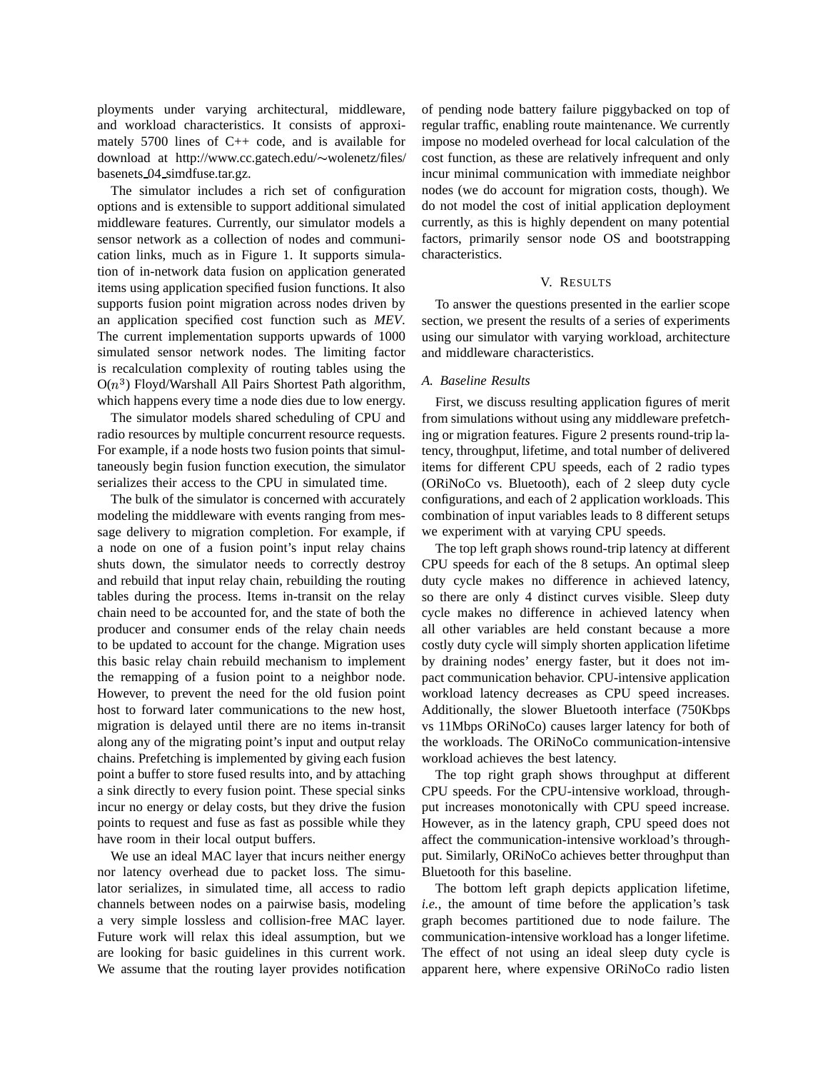ployments under varying architectural, middleware, and workload characteristics. It consists of approximately 5700 lines of C++ code, and is available for download at http://www.cc.gatech.edu/∼wolenetz/files/basenets_04_simdfuse.tar.gz.

The simulator includes a rich set of configuration options and is extensible to support additional simulated middleware features. Currently, our simulator models a sensor network as a collection of nodes and communication links, much as in Figure 1. It supports simulation of in-network data fusion on application generated items using application specified fusion functions. It also supports fusion point migration across nodes driven by an application specified cost function such as *MEV*. The current implementation supports upwards of 1000 simulated sensor network nodes. The limiting factor is recalculation complexity of routing tables using the O($n^3$) Floyd/Warshall All Pairs Shortest Path algorithm, which happens every time a node dies due to low energy.

The simulator models shared scheduling of CPU and radio resources by multiple concurrent resource requests. For example, if a node hosts two fusion points that simultaneously begin fusion function execution, the simulator serializes their access to the CPU in simulated time.

The bulk of the simulator is concerned with accurately modeling the middleware with events ranging from message delivery to migration completion. For example, if a node on one of a fusion point's input relay chains shuts down, the simulator needs to correctly destroy and rebuild that input relay chain, rebuilding the routing tables during the process. Items in-transit on the relay chain need to be accounted for, and the state of both the producer and consumer ends of the relay chain needs to be updated to account for the change. Migration uses this basic relay chain rebuild mechanism to implement the remapping of a fusion point to a neighbor node. However, to prevent the need for the old fusion point host to forward later communications to the new host, migration is delayed until there are no items in-transit along any of the migrating point's input and output relay chains. Prefetching is implemented by giving each fusion point a buffer to store fused results into, and by attaching a sink directly to every fusion point. These special sinks incur no energy or delay costs, but they drive the fusion points to request and fuse as fast as possible while they have room in their local output buffers.

We use an ideal MAC layer that incurs neither energy nor latency overhead due to packet loss. The simulator serializes, in simulated time, all access to radio channels between nodes on a pairwise basis, modeling a very simple lossless and collision-free MAC layer. Future work will relax this ideal assumption, but we are looking for basic guidelines in this current work. We assume that the routing layer provides notification of pending node battery failure piggybacked on top of regular traffic, enabling route maintenance. We currently impose no modeled overhead for local calculation of the cost function, as these are relatively infrequent and only incur minimal communication with immediate neighbor nodes (we do account for migration costs, though). We do not model the cost of initial application deployment currently, as this is highly dependent on many potential factors, primarily sensor node OS and bootstrapping characteristics.

## V. Results

To answer the questions presented in the earlier scope section, we present the results of a series of experiments using our simulator with varying workload, architecture and middleware characteristics.

### A. Baseline Results

First, we discuss resulting application figures of merit from simulations without using any middleware prefetching or migration features. Figure 2 presents round-trip latency, throughput, lifetime, and total number of delivered items for different CPU speeds, each of 2 radio types (ORiNoCo vs. Bluetooth), each of 2 sleep duty cycle configurations, and each of 2 application workloads. This combination of input variables leads to 8 different setups we experiment with at varying CPU speeds.

The top left graph shows round-trip latency at different CPU speeds for each of the 8 setups. An optimal sleep duty cycle makes no difference in achieved latency, so there are only 4 distinct curves visible. Sleep duty cycle makes no difference in achieved latency when all other variables are held constant because a more costly duty cycle will simply shorten application lifetime by draining nodes' energy faster, but it does not impact communication behavior. CPU-intensive application workload latency decreases as CPU speed increases. Additionally, the slower Bluetooth interface (750Kbps vs 11Mbps ORiNoCo) causes larger latency for both of the workloads. The ORiNoCo communication-intensive workload achieves the best latency.

The top right graph shows throughput at different CPU speeds. For the CPU-intensive workload, throughput increases monotonically with CPU speed increase. However, as in the latency graph, CPU speed does not affect the communication-intensive workload's throughput. Similarly, ORiNoCo achieves better throughput than Bluetooth for this baseline.

The bottom left graph depicts application lifetime, *i.e.*, the amount of time before the application's task graph becomes partitioned due to node failure. The communication-intensive workload has a longer lifetime. The effect of not using an ideal sleep duty cycle is apparent here, where expensive ORiNoCo radio listen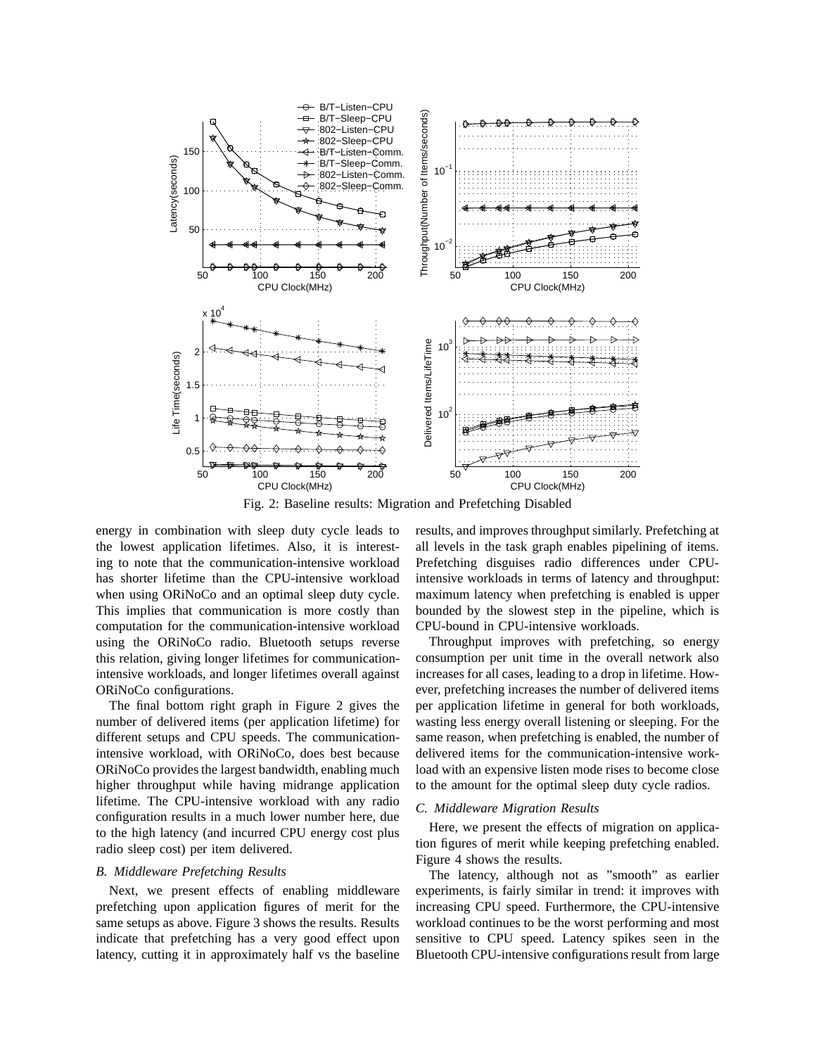Fig. 2: Baseline results: Migration and Prefetching Disabled

energy in combination with sleep duty cycle leads to the lowest application lifetimes. Also, it is interesting to note that the communication-intensive workload has shorter lifetime than the CPU-intensive workload when using ORiNoCo and an optimal sleep duty cycle. This implies that communication is more costly than computation for the communication-intensive workload using the ORiNoCo radio. Bluetooth setups reverse this relation, giving longer lifetimes for communication-intensive workloads, and longer lifetimes overall against ORiNoCo configurations.

The final bottom right graph in Figure 2 gives the number of delivered items (per application lifetime) for different setups and CPU speeds. The communication-intensive workload, with ORiNoCo, does best because ORiNoCo provides the largest bandwidth, enabling much higher throughput while having midrange application lifetime. The CPU-intensive workload with any radio configuration results in a much lower number here, due to the high latency (and incurred CPU energy cost plus radio sleep cost) per item delivered.

### *B. Middleware Prefetching Results*

Next, we present effects of enabling middleware prefetching upon application figures of merit for the same setups as above. Figure 3 shows the results. Results indicate that prefetching has a very good effect upon latency, cutting it in approximately half vs the baseline results, and improves throughput similarly. Prefetching at all levels in the task graph enables pipelining of items. Prefetching disguises radio differences under CPU-intensive workloads in terms of latency and throughput: maximum latency when prefetching is enabled is upper bounded by the slowest step in the pipeline, which is CPU-bound in CPU-intensive workloads.

Throughput improves with prefetching, so energy consumption per unit time in the overall network also increases for all cases, leading to a drop in lifetime. However, prefetching increases the number of delivered items per application lifetime in general for both workloads, wasting less energy overall listening or sleeping. For the same reason, when prefetching is enabled, the number of delivered items for the communication-intensive workload with an expensive listen mode rises to become close to the amount for the optimal sleep duty cycle radios.

### *C. Middleware Migration Results*

Here, we present the effects of migration on application figures of merit while keeping prefetching enabled. Figure 4 shows the results.

The latency, although not as "smooth" as earlier experiments, is fairly similar in trend: it improves with increasing CPU speed. Furthermore, the CPU-intensive workload continues to be the worst performing and most sensitive to CPU speed. Latency spikes seen in the Bluetooth CPU-intensive configurations result from large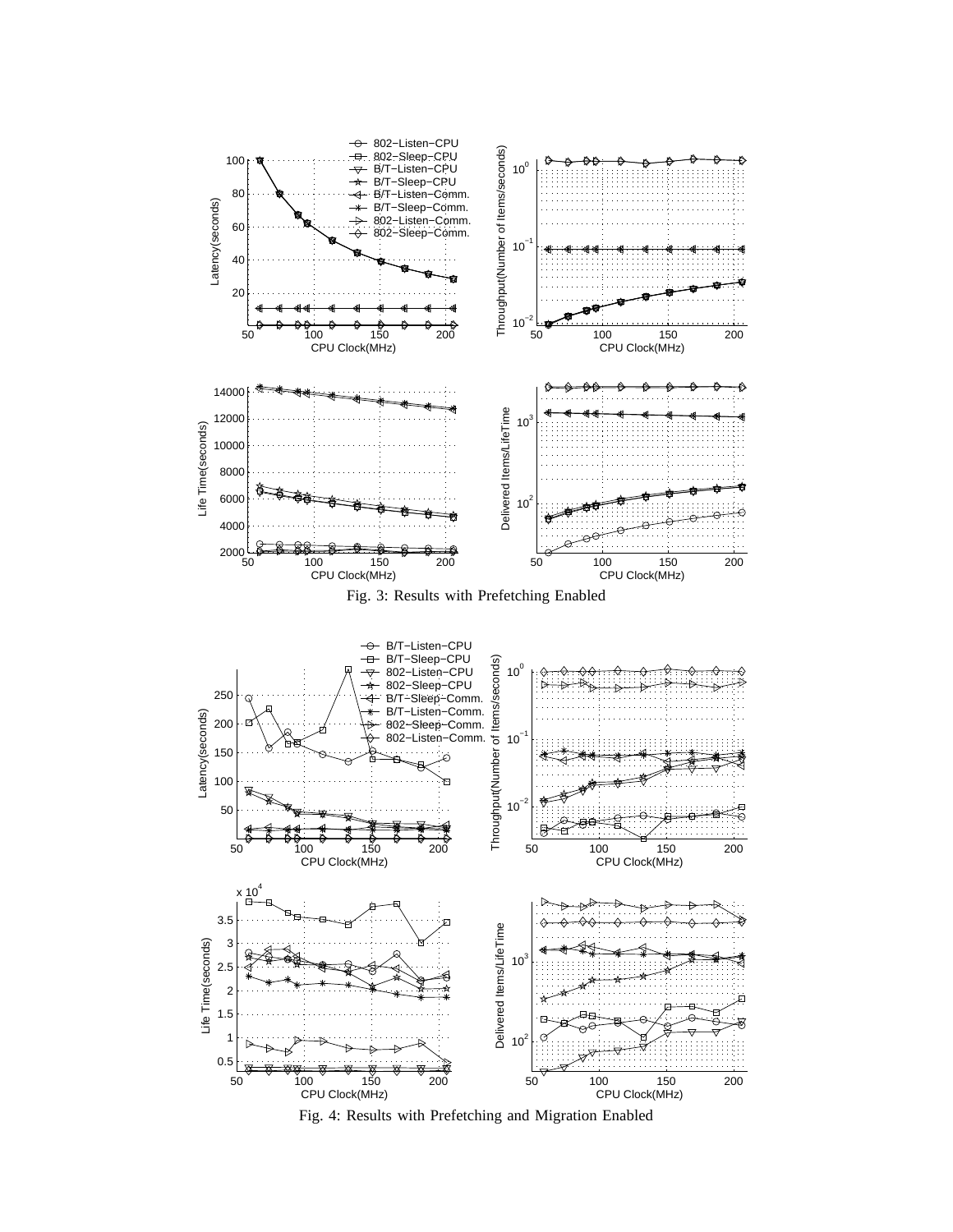Fig. 3: Results with Prefetching Enabled

Fig. 4: Results with Prefetching and Migration Enabled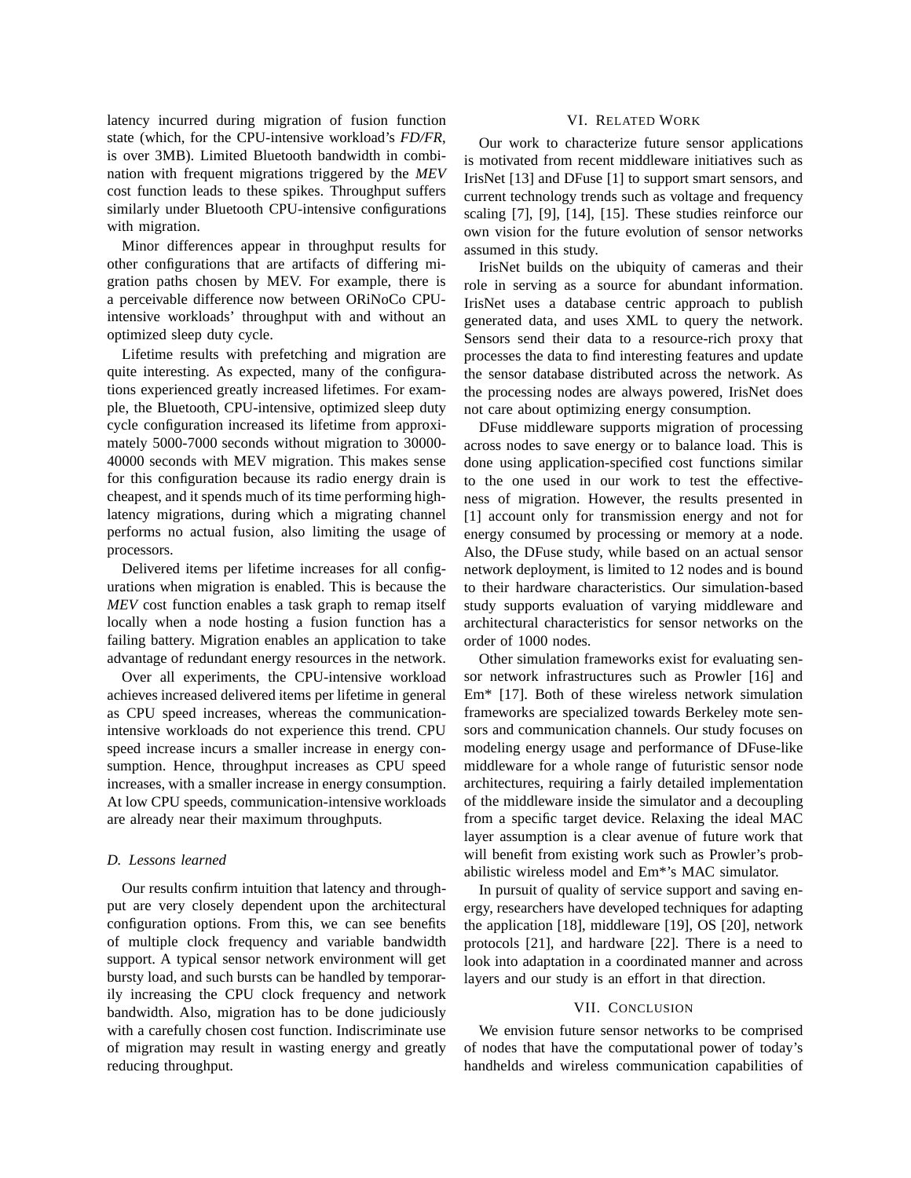latency incurred during migration of fusion function state (which, for the CPU-intensive workload's *FD/FR*, is over 3MB). Limited Bluetooth bandwidth in combination with frequent migrations triggered by the *MEV* cost function leads to these spikes. Throughput suffers similarly under Bluetooth CPU-intensive configurations with migration.

Minor differences appear in throughput results for other configurations that are artifacts of differing migration paths chosen by MEV. For example, there is a perceivable difference now between ORiNoCo CPU-intensive workloads' throughput with and without an optimized sleep duty cycle.

Lifetime results with prefetching and migration are quite interesting. As expected, many of the configurations experienced greatly increased lifetimes. For example, the Bluetooth, CPU-intensive, optimized sleep duty cycle configuration increased its lifetime from approximately 5000-7000 seconds without migration to 30000-40000 seconds with MEV migration. This makes sense for this configuration because its radio energy drain is cheapest, and it spends much of its time performing high-latency migrations, during which a migrating channel performs no actual fusion, also limiting the usage of processors.

Delivered items per lifetime increases for all configurations when migration is enabled. This is because the *MEV* cost function enables a task graph to remap itself locally when a node hosting a fusion function has a failing battery. Migration enables an application to take advantage of redundant energy resources in the network.

Over all experiments, the CPU-intensive workload achieves increased delivered items per lifetime in general as CPU speed increases, whereas the communication-intensive workloads do not experience this trend. CPU speed increase incurs a smaller increase in energy consumption. Hence, throughput increases as CPU speed increases, with a smaller increase in energy consumption. At low CPU speeds, communication-intensive workloads are already near their maximum throughputs.

### D. Lessons learned

Our results confirm intuition that latency and throughput are very closely dependent upon the architectural configuration options. From this, we can see benefits of multiple clock frequency and variable bandwidth support. A typical sensor network environment will get bursty load, and such bursts can be handled by temporarily increasing the CPU clock frequency and network bandwidth. Also, migration has to be done judiciously with a carefully chosen cost function. Indiscriminate use of migration may result in wasting energy and greatly reducing throughput.

## VI. Related Work

Our work to characterize future sensor applications is motivated from recent middleware initiatives such as IrisNet [13] and DFuse [1] to support smart sensors, and current technology trends such as voltage and frequency scaling [7], [9], [14], [15]. These studies reinforce our own vision for the future evolution of sensor networks assumed in this study.

IrisNet builds on the ubiquity of cameras and their role in serving as a source for abundant information. IrisNet uses a database centric approach to publish generated data, and uses XML to query the network. Sensors send their data to a resource-rich proxy that processes the data to find interesting features and update the sensor database distributed across the network. As the processing nodes are always powered, IrisNet does not care about optimizing energy consumption.

DFuse middleware supports migration of processing across nodes to save energy or to balance load. This is done using application-specified cost functions similar to the one used in our work to test the effectiveness of migration. However, the results presented in [1] account only for transmission energy and not for energy consumed by processing or memory at a node. Also, the DFuse study, while based on an actual sensor network deployment, is limited to 12 nodes and is bound to their hardware characteristics. Our simulation-based study supports evaluation of varying middleware and architectural characteristics for sensor networks on the order of 1000 nodes.

Other simulation frameworks exist for evaluating sensor network infrastructures such as Prowler [16] and Em* [17]. Both of these wireless network simulation frameworks are specialized towards Berkeley mote sensors and communication channels. Our study focuses on modeling energy usage and performance of DFuse-like middleware for a whole range of futuristic sensor node architectures, requiring a fairly detailed implementation of the middleware inside the simulator and a decoupling from a specific target device. Relaxing the ideal MAC layer assumption is a clear avenue of future work that will benefit from existing work such as Prowler's probabilistic wireless model and Em*'s MAC simulator.

In pursuit of quality of service support and saving energy, researchers have developed techniques for adapting the application [18], middleware [19], OS [20], network protocols [21], and hardware [22]. There is a need to look into adaptation in a coordinated manner and across layers and our study is an effort in that direction.

## VII. Conclusion

We envision future sensor networks to be comprised of nodes that have the computational power of today's handhelds and wireless communication capabilities of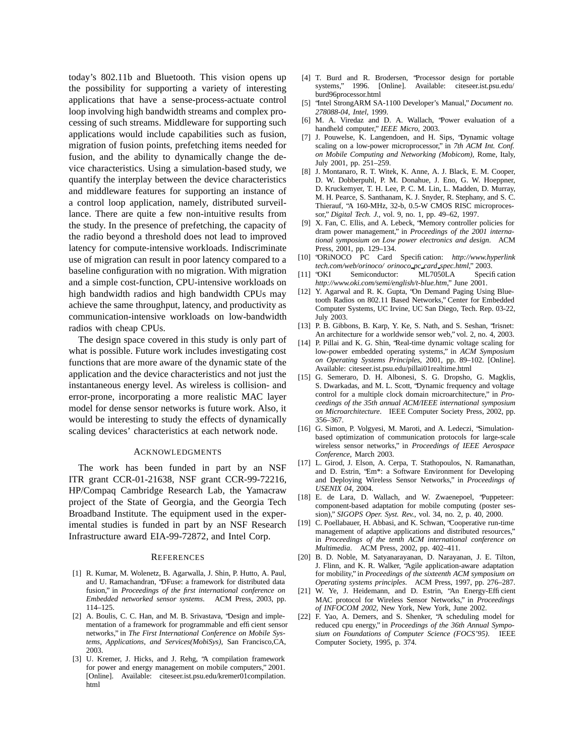today's 802.11b and Bluetooth. This vision opens up the possibility for supporting a variety of interesting applications that have a sense-process-actuate control loop involving high bandwidth streams and complex processing of such streams. Middleware for supporting such applications would include capabilities such as fusion, migration of fusion points, prefetching items needed for fusion, and the ability to dynamically change the device characteristics. Using a simulation-based study, we quantify the interplay between the device characteristics and middleware features for supporting an instance of a control loop application, namely, distributed surveillance. There are quite a few non-intuitive results from the study. In the presence of prefetching, the capacity of the radio beyond a threshold does not lead to improved latency for compute-intensive workloads. Indiscriminate use of migration can result in poor latency compared to a baseline configuration with no migration. With migration and a simple cost-function, CPU-intensive workloads on high bandwidth radios and high bandwidth CPUs may achieve the same throughput, latency, and productivity as communication-intensive workloads on low-bandwidth radios with cheap CPUs.

The design space covered in this study is only part of what is possible. Future work includes investigating cost functions that are more aware of the dynamic state of the application and the device characteristics and not just the instantaneous energy level. As wireless is collision- and error-prone, incorporating a more realistic MAC layer model for dense sensor networks is future work. Also, it would be interesting to study the effects of dynamically scaling devices' characteristics at each network node.

## Acknowledgments

The work has been funded in part by an NSF ITR grant CCR-01-21638, NSF grant CCR-99-72216, HP/Compaq Cambridge Research Lab, the Yamacraw project of the State of Georgia, and the Georgia Tech Broadband Institute. The equipment used in the experimental studies is funded in part by an NSF Research Infrastructure award EIA-99-72872, and Intel Corp.

## References

[1] R. Kumar, M. Wolenetz, B. Agarwalla, J. Shin, P. Hutto, A. Paul, and U. Ramachandran, "DFuse: a framework for distributed data fusion," in *Proceedings of the first international conference on Embedded networked sensor systems*. ACM Press, 2003, pp. 114–125.

[2] A. Boulis, C. C. Han, and M. B. Srivastava, "Design and implementation of a framework for programmable and efficient sensor networks," in *The First International Conference on Mobile Systems, Applications, and Services(MobiSys)*, San Francisco,CA, 2003.

[3] U. Kremer, J. Hicks, and J. Rehg, "A compilation framework for power and energy management on mobile computers," 2001. [Online]. Available: citeseer.ist.psu.edu/kremer01compilation.html

[4] T. Burd and R. Brodersen, "Processor design for portable systems," 1996. [Online]. Available: citeseer.ist.psu.edu/burd96processor.html

[5] "Intel StrongARM SA-1100 Developer's Manual," *Document no. 278088-04, Intel*, 1999.

[6] M. A. Viredaz and D. A. Wallach, "Power evaluation of a handheld computer," *IEEE Micro*, 2003.

[7] J. Pouwelse, K. Langendoen, and H. Sips, "Dynamic voltage scaling on a low-power microprocessor," in *7th ACM Int. Conf. on Mobile Computing and Networking (Mobicom)*, Rome, Italy, July 2001, pp. 251–259.

[8] J. Montanaro, R. T. Witek, K. Anne, A. J. Black, E. M. Cooper, D. W. Dobberpuhl, P. M. Donahue, J. Eno, G. W. Hoeppner, D. Kruckemyer, T. H. Lee, P. C. M. Lin, L. Madden, D. Murray, M. H. Pearce, S. Santhanam, K. J. Snyder, R. Stephany, and S. C. Thierauf, "A 160-MHz, 32-b, 0.5-W CMOS RISC microprocessor," *Digital Tech. J.*, vol. 9, no. 1, pp. 49–62, 1997.

[9] X. Fan, C. Ellis, and A. Lebeck, "Memory controller policies for dram power management," in *Proceedings of the 2001 international symposium on Low power electronics and design*. ACM Press, 2001, pp. 129–134.

[10] "ORiNOCO PC Card Specification: *http://www.hyperlinktech.com/web/orinoco/ orinoco_pc_card_spec.html*," 2003.

[11] "OKI Semiconductor: ML7050LA Specification *http://www.oki.com/semi/english/t-blue.htm*," June 2001.

[12] Y. Agarwal and R. K. Gupta, "On Demand Paging Using Bluetooth Radios on 802.11 Based Networks," Center for Embedded Computer Systems, UC Irvine, UC San Diego, Tech. Rep. 03-22, July 2003.

[13] P. B. Gibbons, B. Karp, Y. Ke, S. Nath, and S. Seshan, "Irisnet: An architecture for a worldwide sensor web," vol. 2, no. 4, 2003.

[14] P. Pillai and K. G. Shin, "Real-time dynamic voltage scaling for low-power embedded operating systems," in *ACM Symposium on Operating Systems Principles*, 2001, pp. 89–102. [Online]. Available: citeseer.ist.psu.edu/pillai01realtime.html

[15] G. Semeraro, D. H. Albonesi, S. G. Dropsho, G. Magklis, S. Dwarkadas, and M. L. Scott, "Dynamic frequency and voltage control for a multiple clock domain microarchitecture," in *Proceedings of the 35th annual ACM/IEEE international symposium on Microarchitecture*. IEEE Computer Society Press, 2002, pp. 356–367.

[16] G. Simon, P. Volgyesi, M. Maroti, and A. Ledeczi, "Simulation-based optimization of communication protocols for large-scale wireless sensor networks," in *Proceedings of IEEE Aerospace Conference*, March 2003.

[17] L. Girod, J. Elson, A. Cerpa, T. Stathopoulos, N. Ramanathan, and D. Estrin, "Em*: a Software Environment for Developing and Deploying Wireless Sensor Networks," in *Proceedings of USENIX 04*, 2004.

[18] E. de Lara, D. Wallach, and W. Zwaenepoel, "Puppeteer: component-based adaptation for mobile computing (poster session)," *SIGOPS Oper. Syst. Rev.*, vol. 34, no. 2, p. 40, 2000.

[19] C. Poellabauer, H. Abbasi, and K. Schwan, "Cooperative run-time management of adaptive applications and distributed resources," in *Proceedings of the tenth ACM international conference on Multimedia*. ACM Press, 2002, pp. 402–411.

[20] B. D. Noble, M. Satyanarayanan, D. Narayanan, J. E. Tilton, J. Flinn, and K. R. Walker, "Agile application-aware adaptation for mobility," in *Proceedings of the sixteenth ACM symposium on Operating systems principles*. ACM Press, 1997, pp. 276–287.

[21] W. Ye, J. Heidemann, and D. Estrin, "An Energy-Efficient MAC protocol for Wireless Sensor Networks," in *Proceedings of INFOCOM 2002*, New York, New York, June 2002.

[22] F. Yao, A. Demers, and S. Shenker, "A scheduling model for reduced cpu energy," in *Proceedings of the 36th Annual Symposium on Foundations of Computer Science (FOCS'95)*. IEEE Computer Society, 1995, p. 374.